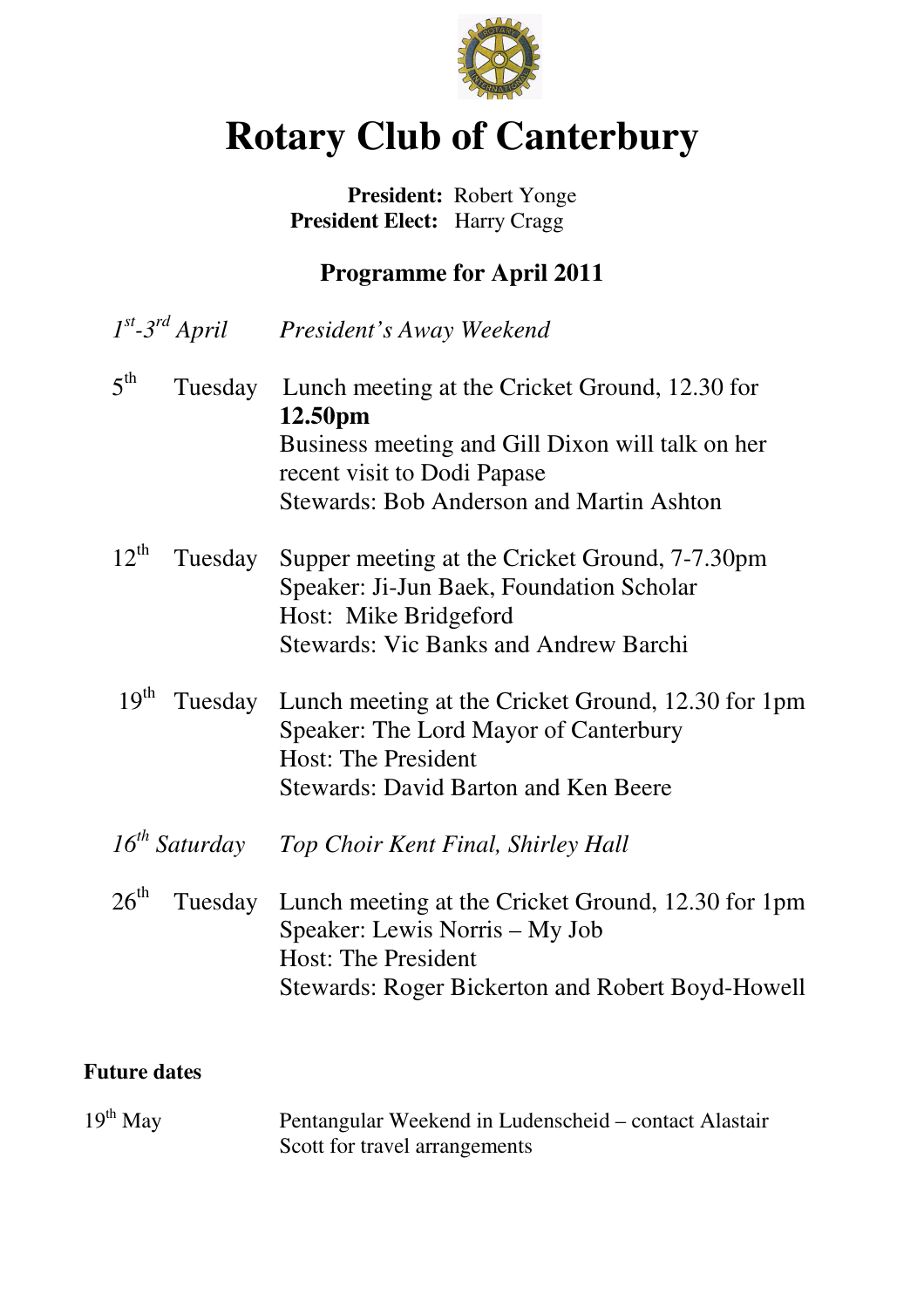# Rotary Club of Canterbury

**President:** Robert Yonge
**President Elect:** Harry Cragg

## Programme for April 2011

*1st-3rd April* *President's Away Weekend*

5th Tuesday Lunch meeting at the Cricket Ground, 12.30 for **12.50pm**
Business meeting and Gill Dixon will talk on her recent visit to Dodi Papase
Stewards: Bob Anderson and Martin Ashton

12th Tuesday Supper meeting at the Cricket Ground, 7-7.30pm
Speaker: Ji-Jun Baek, Foundation Scholar
Host: Mike Bridgeford
Stewards: Vic Banks and Andrew Barchi

19th Tuesday Lunch meeting at the Cricket Ground, 12.30 for 1pm
Speaker: The Lord Mayor of Canterbury
Host: The President
Stewards: David Barton and Ken Beere

*16th Saturday* *Top Choir Kent Final, Shirley Hall*

26th Tuesday Lunch meeting at the Cricket Ground, 12.30 for 1pm
Speaker: Lewis Norris – My Job
Host: The President
Stewards: Roger Bickerton and Robert Boyd-Howell

**Future dates**

19th May Pentangular Weekend in Ludenscheid – contact Alastair Scott for travel arrangements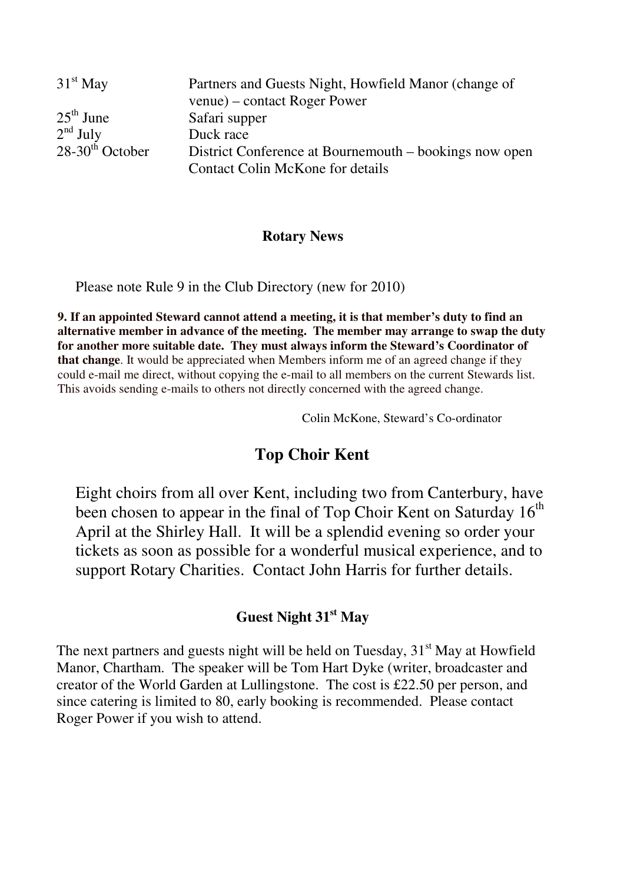| | |
|---|---|
| 31st May | Partners and Guests Night, Howfield Manor (change of venue) – contact Roger Power |
| 25th June | Safari supper |
| 2nd July | Duck race |
| 28-30th October | District Conference at Bournemouth – bookings now open Contact Colin McKone for details |

**Rotary News**

Please note Rule 9 in the Club Directory (new for 2010)

**9. If an appointed Steward cannot attend a meeting, it is that member's duty to find an alternative member in advance of the meeting. The member may arrange to swap the duty for another more suitable date. They must always inform the Steward's Coordinator of that change**. It would be appreciated when Members inform me of an agreed change if they could e-mail me direct, without copying the e-mail to all members on the current Stewards list. This avoids sending e-mails to others not directly concerned with the agreed change.

Colin McKone, Steward's Co-ordinator

## Top Choir Kent

Eight choirs from all over Kent, including two from Canterbury, have been chosen to appear in the final of Top Choir Kent on Saturday 16th April at the Shirley Hall. It will be a splendid evening so order your tickets as soon as possible for a wonderful musical experience, and to support Rotary Charities. Contact John Harris for further details.

### Guest Night 31st May

The next partners and guests night will be held on Tuesday, 31st May at Howfield Manor, Chartham. The speaker will be Tom Hart Dyke (writer, broadcaster and creator of the World Garden at Lullingstone. The cost is £22.50 per person, and since catering is limited to 80, early booking is recommended. Please contact Roger Power if you wish to attend.